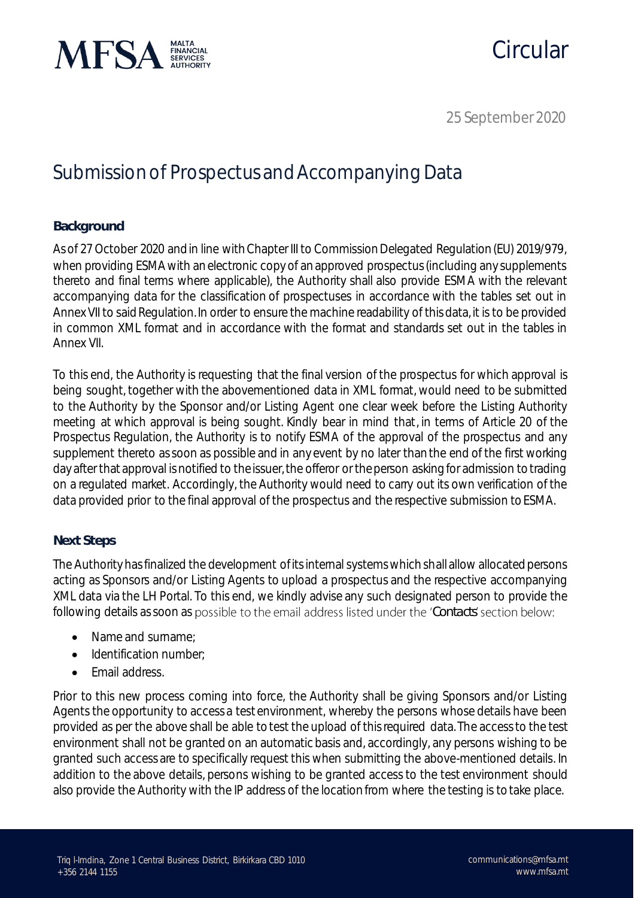# Circular

25 September 2020

## Submission of Prospectus and Accompanying Data

### Background

As of 27 October 2020 and in line with Chapter III to Commission Delegated Regulation (EU) 2019/979, when providing ESMA with an electronic copy of an approved prospectus (including any supplements thereto and final terms where applicable), the Authority shall also provide ESMA with the relevant accompanying data for the classification of prospectuses in accordance with the tables set out in Annex VII to said Regulation. In order to ensure the machine readability of this data, it is to be provided in common XML format and in accordance with the format and standards set out in the tables in Annex VII.

To this end, the Authority is requesting that the final version of the prospectus for which approval is being sought, together with the abovementioned data in XML format, would need to be submitted to the Authority by the Sponsor and/or Listing Agent one clear week before the Listing Authority meeting at which approval is being sought. Kindly bear in mind that, in terms of Article 20 of the Prospectus Regulation, the Authority is to notify ESMA of the approval of the prospectus and any supplement thereto as soon as possible and in any event by no later than the end of the first working day after that approval is notified to the issuer, the offeror or the person asking for admission to trading on a regulated market. Accordingly, the Authority would need to carry out its own verification of the data provided prior to the final approval of the prospectus and the respective submission to ESMA.

### Next Steps

The Authority has finalized the development of its internal systems which shall allow allocated persons acting as Sponsors and/or Listing Agents to upload a prospectus and the respective accompanying XML data via the LH Portal. To this end, we kindly advise any such designated person to provide the following details as soon as possible to the email address listed under the '**Contacts**' section below:

- Name and surname;
- Identification number;
- Email address.

Prior to this new process coming into force, the Authority shall be giving Sponsors and/or Listing Agents the opportunity to access a test environment, whereby the persons whose details have been provided as per the above shall be able to test the upload of this required data. The access to the test environment shall not be granted on an automatic basis and, accordingly, any persons wishing to be granted such access are to specifically request this when submitting the above-mentioned details. In addition to the above details, persons wishing to be granted access to the test environment should also provide the Authority with the IP address of the location from where the testing is to take place.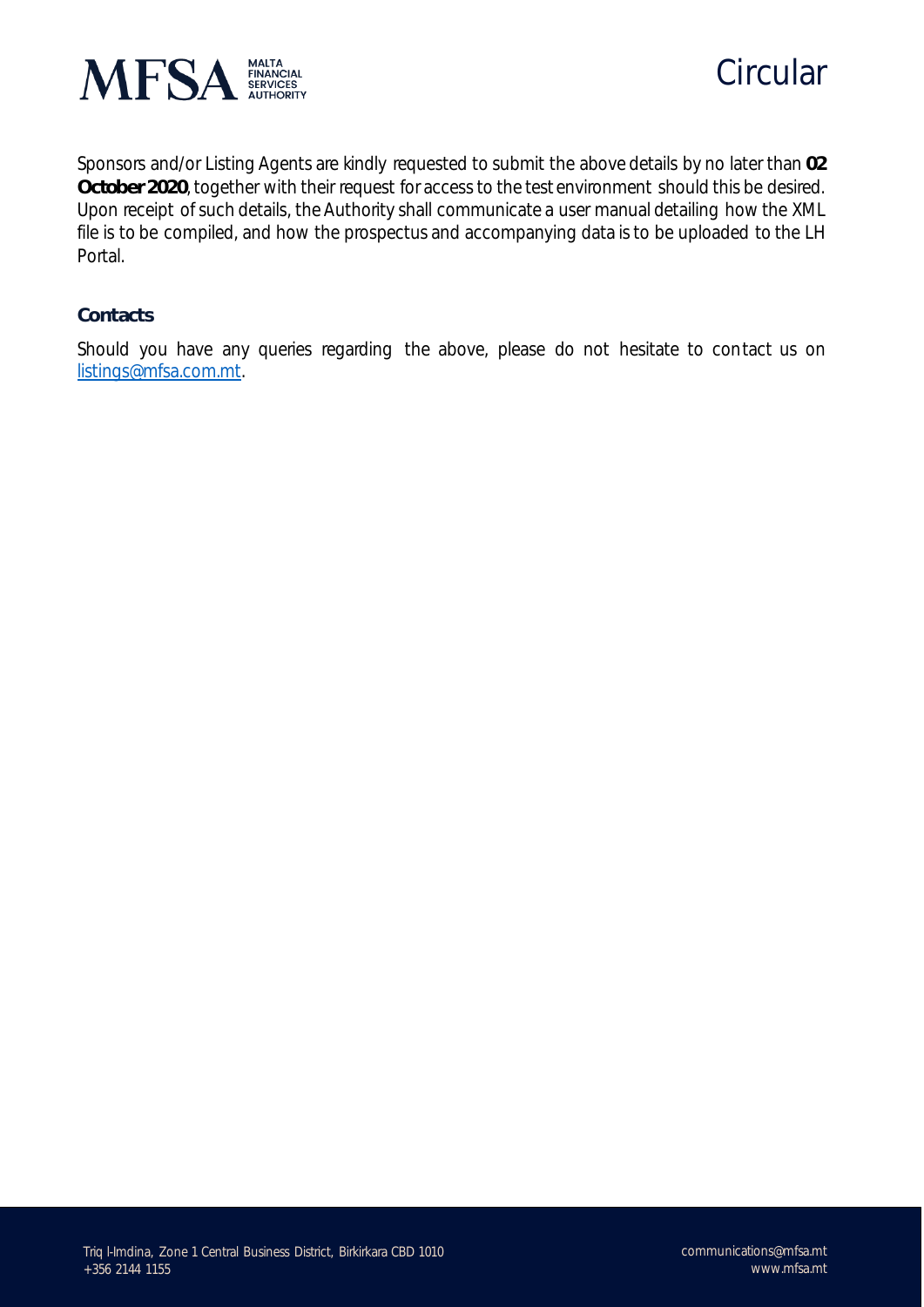Sponsors and/or Listing Agents are kindly requested to submit the above details by no later than **02 October 2020**, together with their request for access to the test environment should this be desired. Upon receipt of such details, the Authority shall communicate a user manual detailing how the XML file is to be compiled, and how the prospectus and accompanying data is to be uploaded to the LH Portal.

**Contacts**

Should you have any queries regarding the above, please do not hesitate to contact us on listings@mfsa.com.mt.